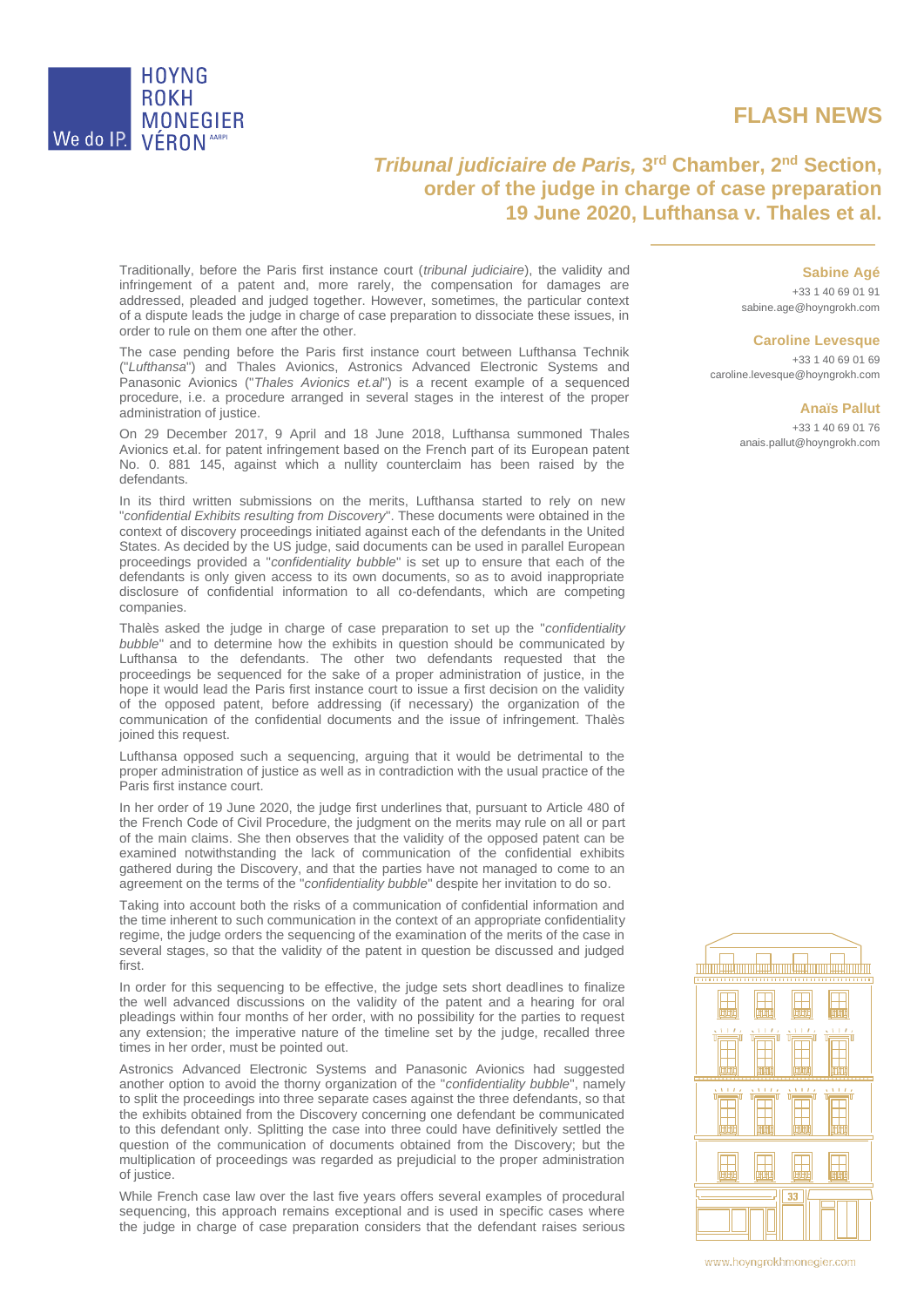HOYNG ROKH MONEGIER VÉRON AARPI

We do IP.

# FLASH NEWS

## *Tribunal judiciaire de Paris,* 3rd Chamber, 2nd Section, order of the judge in charge of case preparation 19 June 2020, Lufthansa v. Thales et al.

**Sabine Agé**
+33 1 40 69 01 91
sabine.age@hoyngrokh.com

**Caroline Levesque**
+33 1 40 69 01 69
caroline.levesque@hoyngrokh.com

**Anaïs Pallut**
+33 1 40 69 01 76
anais.pallut@hoyngrokh.com

Traditionally, before the Paris first instance court (*tribunal judiciaire*), the validity and infringement of a patent and, more rarely, the compensation for damages are addressed, pleaded and judged together. However, sometimes, the particular context of a dispute leads the judge in charge of case preparation to dissociate these issues, in order to rule on them one after the other.

The case pending before the Paris first instance court between Lufthansa Technik ("*Lufthansa*") and Thales Avionics, Astronics Advanced Electronic Systems and Panasonic Avionics ("*Thales Avionics et.al*") is a recent example of a sequenced procedure, i.e. a procedure arranged in several stages in the interest of the proper administration of justice.

On 29 December 2017, 9 April and 18 June 2018, Lufthansa summoned Thales Avionics et.al. for patent infringement based on the French part of its European patent No. 0. 881 145, against which a nullity counterclaim has been raised by the defendants.

In its third written submissions on the merits, Lufthansa started to rely on new "*confidential Exhibits resulting from Discovery*". These documents were obtained in the context of discovery proceedings initiated against each of the defendants in the United States. As decided by the US judge, said documents can be used in parallel European proceedings provided a "*confidentiality bubble*" is set up to ensure that each of the defendants is only given access to its own documents, so as to avoid inappropriate disclosure of confidential information to all co-defendants, which are competing companies.

Thalès asked the judge in charge of case preparation to set up the "*confidentiality bubble*" and to determine how the exhibits in question should be communicated by Lufthansa to the defendants. The other two defendants requested that the proceedings be sequenced for the sake of a proper administration of justice, in the hope it would lead the Paris first instance court to issue a first decision on the validity of the opposed patent, before addressing (if necessary) the organization of the communication of the confidential documents and the issue of infringement. Thalès joined this request.

Lufthansa opposed such a sequencing, arguing that it would be detrimental to the proper administration of justice as well as in contradiction with the usual practice of the Paris first instance court.

In her order of 19 June 2020, the judge first underlines that, pursuant to Article 480 of the French Code of Civil Procedure, the judgment on the merits may rule on all or part of the main claims. She then observes that the validity of the opposed patent can be examined notwithstanding the lack of communication of the confidential exhibits gathered during the Discovery, and that the parties have not managed to come to an agreement on the terms of the "*confidentiality bubble*" despite her invitation to do so.

Taking into account both the risks of a communication of confidential information and the time inherent to such communication in the context of an appropriate confidentiality regime, the judge orders the sequencing of the examination of the merits of the case in several stages, so that the validity of the patent in question be discussed and judged first.

In order for this sequencing to be effective, the judge sets short deadlines to finalize the well advanced discussions on the validity of the patent and a hearing for oral pleadings within four months of her order, with no possibility for the parties to request any extension; the imperative nature of the timeline set by the judge, recalled three times in her order, must be pointed out.

Astronics Advanced Electronic Systems and Panasonic Avionics had suggested another option to avoid the thorny organization of the "*confidentiality bubble*", namely to split the proceedings into three separate cases against the three defendants, so that the exhibits obtained from the Discovery concerning one defendant be communicated to this defendant only. Splitting the case into three could have definitively settled the question of the communication of documents obtained from the Discovery; but the multiplication of proceedings was regarded as prejudicial to the proper administration of justice.

While French case law over the last five years offers several examples of procedural sequencing, this approach remains exceptional and is used in specific cases where the judge in charge of case preparation considers that the defendant raises serious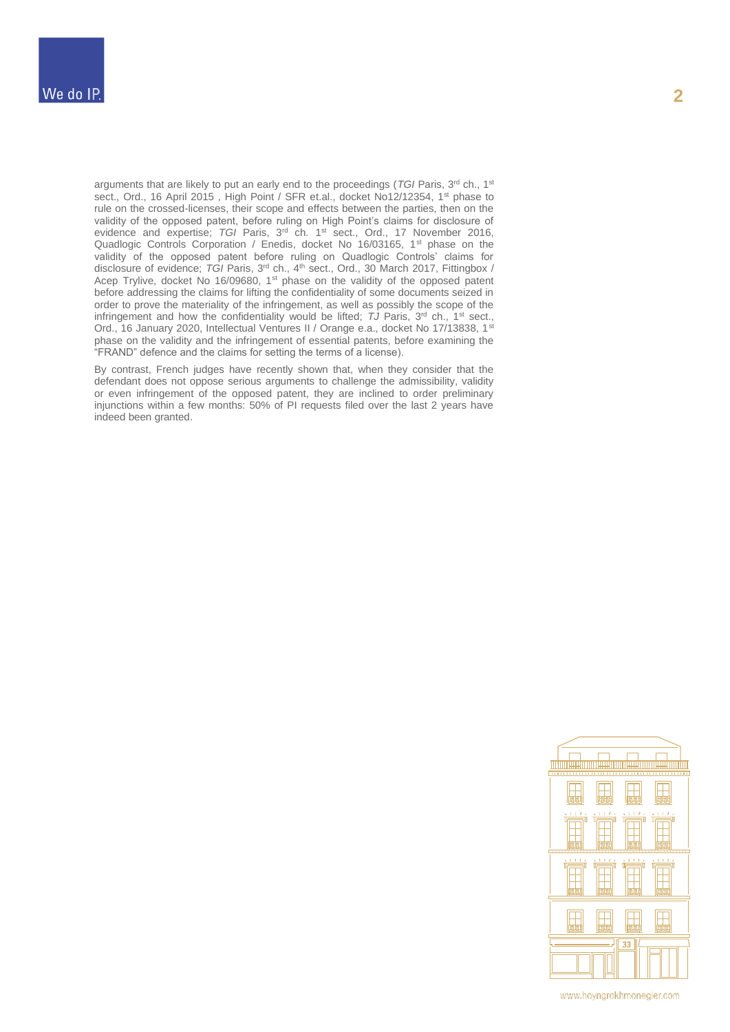arguments that are likely to put an early end to the proceedings (*TGI* Paris, 3rd ch., 1st sect., Ord., 16 April 2015 , High Point / SFR et.al., docket No12/12354, 1st phase to rule on the crossed-licenses, their scope and effects between the parties, then on the validity of the opposed patent, before ruling on High Point's claims for disclosure of evidence and expertise; *TGI* Paris, 3rd ch. 1st sect., Ord., 17 November 2016, Quadlogic Controls Corporation / Enedis, docket No 16/03165, 1st phase on the validity of the opposed patent before ruling on Quadlogic Controls' claims for disclosure of evidence; *TGI* Paris, 3rd ch., 4th sect., Ord., 30 March 2017, Fittingbox / Acep Trylive, docket No 16/09680, 1st phase on the validity of the opposed patent before addressing the claims for lifting the confidentiality of some documents seized in order to prove the materiality of the infringement, as well as possibly the scope of the infringement and how the confidentiality would be lifted; *TJ* Paris, 3rd ch., 1st sect., Ord., 16 January 2020, Intellectual Ventures II / Orange e.a., docket No 17/13838, 1st phase on the validity and the infringement of essential patents, before examining the "FRAND" defence and the claims for setting the terms of a license).

By contrast, French judges have recently shown that, when they consider that the defendant does not oppose serious arguments to challenge the admissibility, validity or even infringement of the opposed patent, they are inclined to order preliminary injunctions within a few months: 50% of PI requests filed over the last 2 years have indeed been granted.